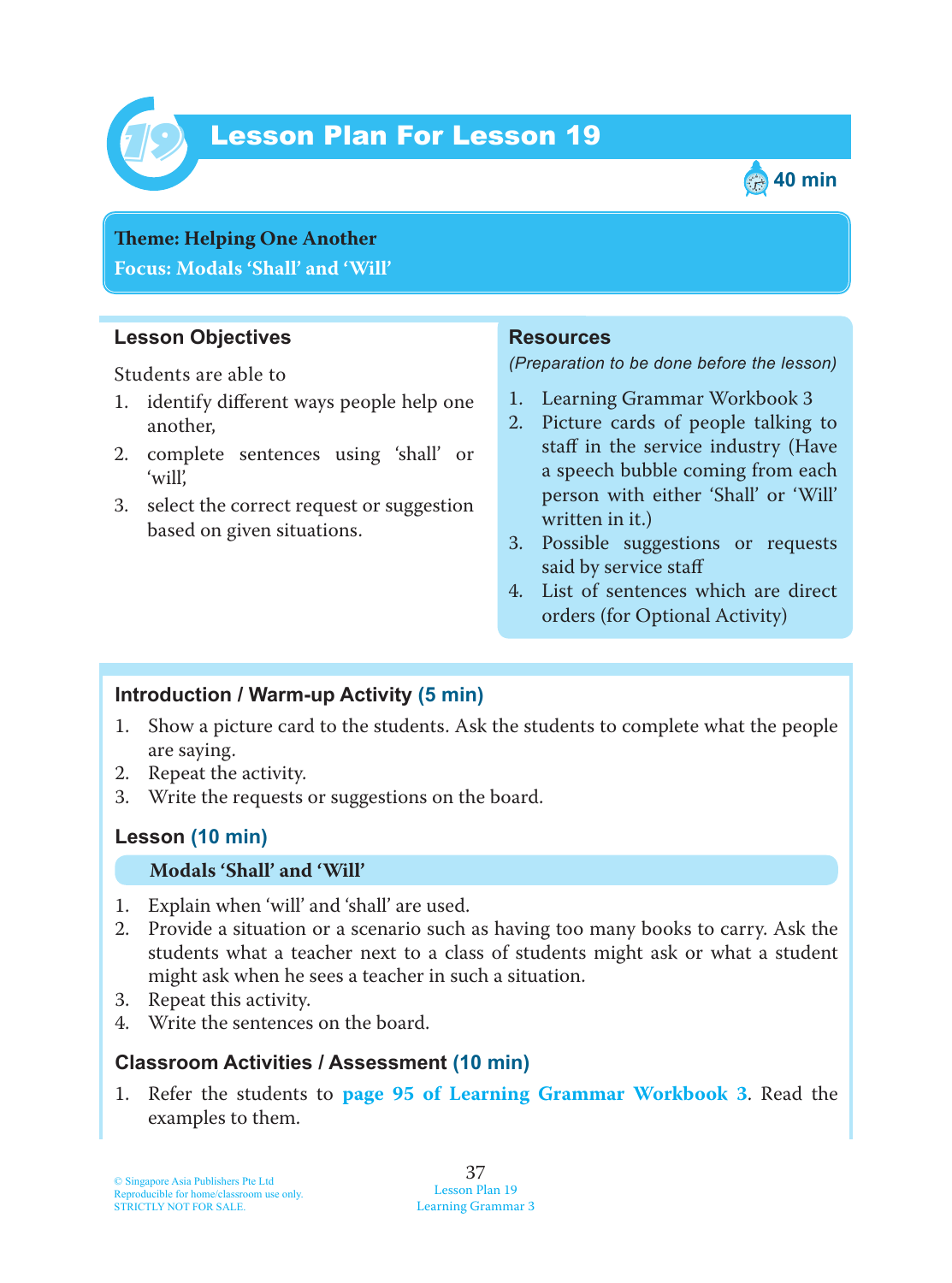# Lesson Plan For Lesson 19

40 min

**Theme: Helping One Another**
**Focus: Modals 'Shall' and 'Will'**

## Lesson Objectives

Students are able to

1. identify different ways people help one another,
2. complete sentences using 'shall' or 'will',
3. select the correct request or suggestion based on given situations.

## Resources

*(Preparation to be done before the lesson)*

1. Learning Grammar Workbook 3
2. Picture cards of people talking to staff in the service industry (Have a speech bubble coming from each person with either 'Shall' or 'Will' written in it.)
3. Possible suggestions or requests said by service staff
4. List of sentences which are direct orders (for Optional Activity)

## Introduction / Warm-up Activity (5 min)

1. Show a picture card to the students. Ask the students to complete what the people are saying.
2. Repeat the activity.
3. Write the requests or suggestions on the board.

## Lesson (10 min)

**Modals 'Shall' and 'Will'**

1. Explain when 'will' and 'shall' are used.
2. Provide a situation or a scenario such as having too many books to carry. Ask the students what a teacher next to a class of students might ask or what a student might ask when he sees a teacher in such a situation.
3. Repeat this activity.
4. Write the sentences on the board.

## Classroom Activities / Assessment (10 min)

1. Refer the students to **page 95 of Learning Grammar Workbook 3**. Read the examples to them.

© Singapore Asia Publishers Pte Ltd
Reproducible for home/classroom use only.
STRICTLY NOT FOR SALE.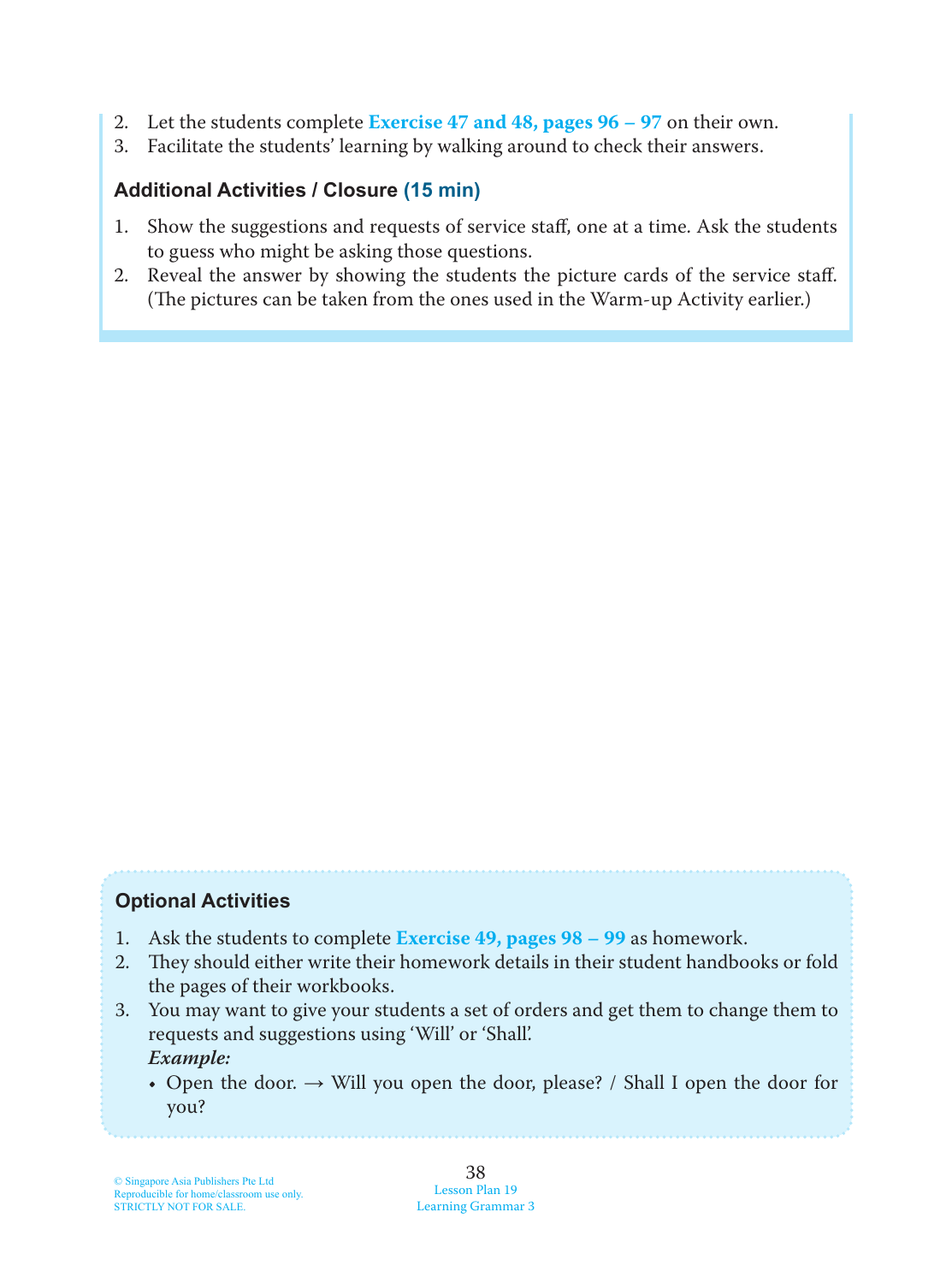2. Let the students complete **Exercise 47 and 48, pages 96 – 97** on their own.
3. Facilitate the students' learning by walking around to check their answers.

### Additional Activities / Closure (15 min)

1. Show the suggestions and requests of service staff, one at a time. Ask the students to guess who might be asking those questions.
2. Reveal the answer by showing the students the picture cards of the service staff. (The pictures can be taken from the ones used in the Warm-up Activity earlier.)

### Optional Activities

1. Ask the students to complete **Exercise 49, pages 98 – 99** as homework.
2. They should either write their homework details in their student handbooks or fold the pages of their workbooks.
3. You may want to give your students a set of orders and get them to change them to requests and suggestions using 'Will' or 'Shall'.

   ***Example:***
   - Open the door. → Will you open the door, please? / Shall I open the door for you?

© Singapore Asia Publishers Pte Ltd
Reproducible for home/classroom use only.
STRICTLY NOT FOR SALE.

Lesson Plan 19
Learning Grammar 3